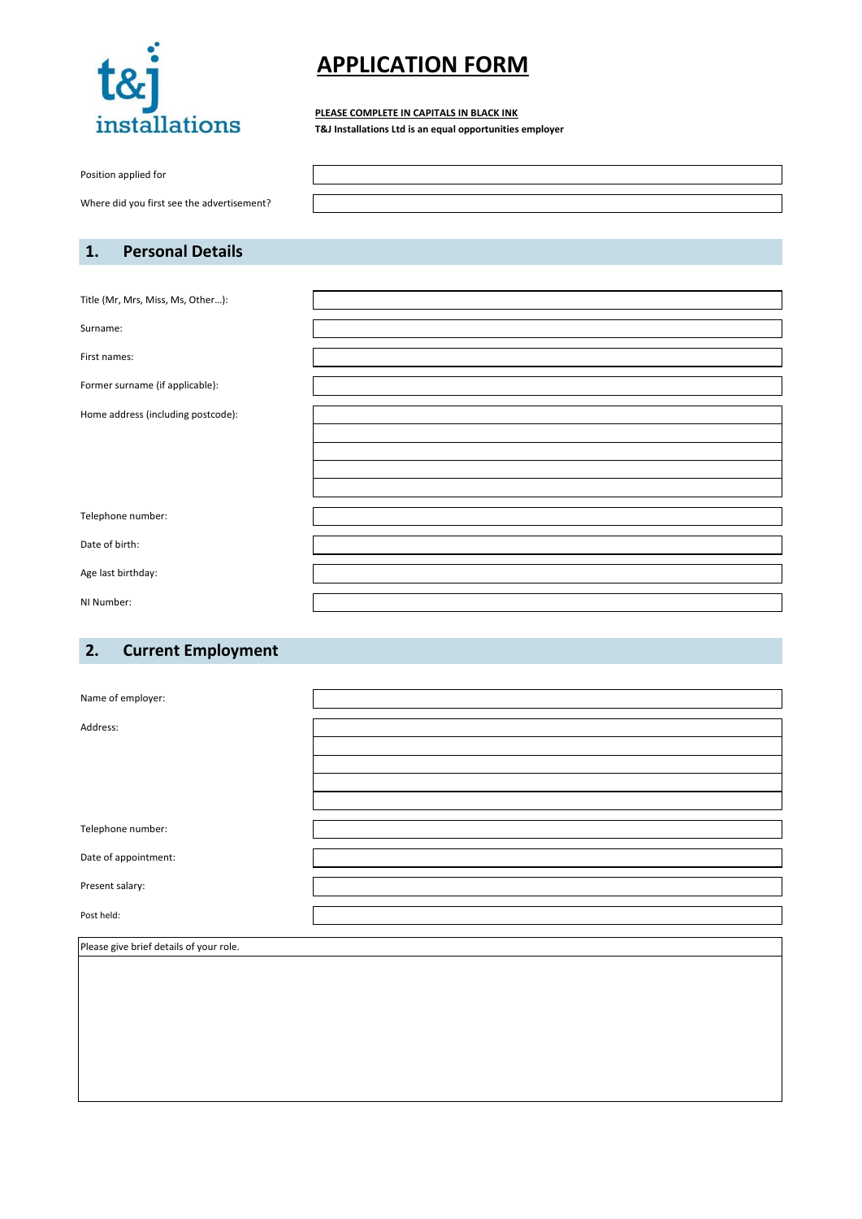t&j installations

# APPLICATION FORM

**PLEASE COMPLETE IN CAPITALS IN BLACK INK**

**T&J Installations Ltd is an equal opportunities employer**

| Position applied for | |
|---|---|
| Where did you first see the advertisement? | |

## 1. Personal Details

| Title (Mr, Mrs, Miss, Ms, Other…): | |
|---|---|
| Surname: | |
| First names: | |
| Former surname (if applicable): | |
| Home address (including postcode): | |
| | |
| | |
| | |
| | |
| Telephone number: | |
| Date of birth: | |
| Age last birthday: | |
| NI Number: | |

## 2. Current Employment

| Name of employer: | |
|---|---|
| Address: | |
| | |
| | |
| | |
| | |
| Telephone number: | |
| Date of appointment: | |
| Present salary: | |
| Post held: | |

| Please give brief details of your role. |
|---|
| |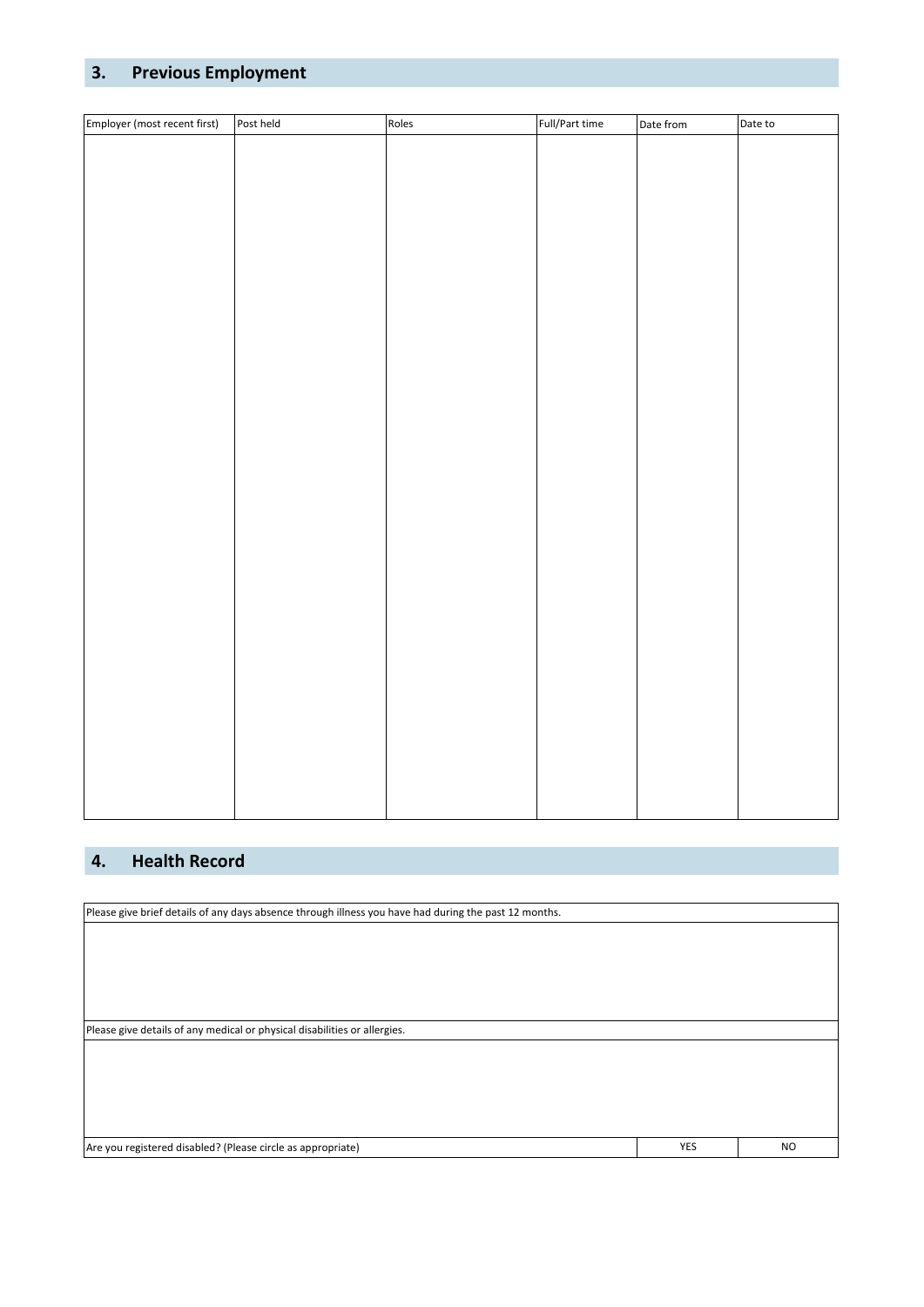## 3. Previous Employment

| Employer (most recent first) | Post held | Roles | Full/Part time | Date from | Date to |
|---|---|---|---|---|---|
| | | | | | |

## 4. Health Record

| Please give brief details of any days absence through illness you have had during the past 12 months. | | |
|---|---|---|
| | | |
| Please give details of any medical or physical disabilities or allergies. | | |
| | | |
| Are you registered disabled? (Please circle as appropriate) | YES | NO |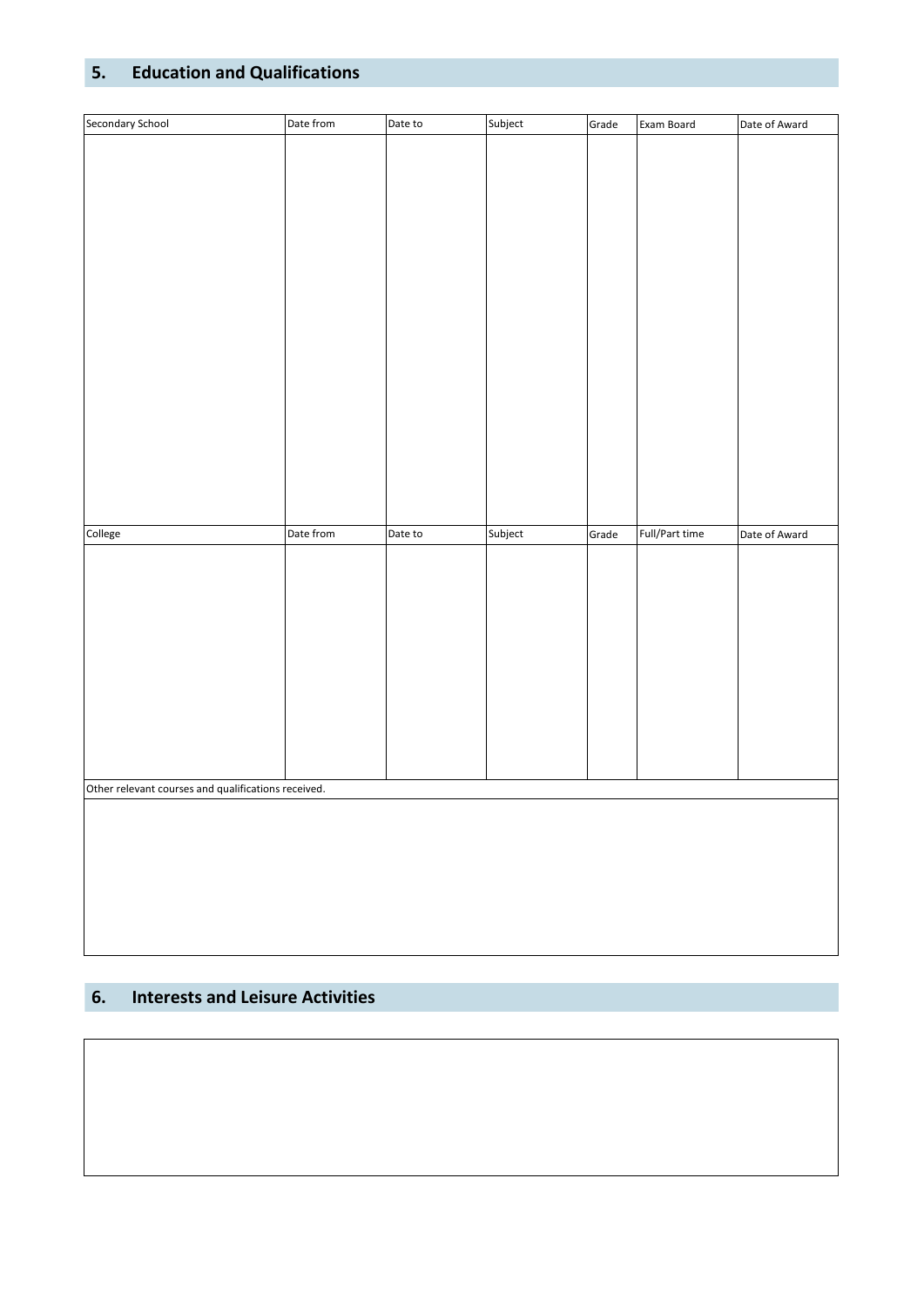## 5. Education and Qualifications

| Secondary School | Date from | Date to | Subject | Grade | Exam Board | Date of Award |
|---|---|---|---|---|---|---|
| | | | | | | |

| College | Date from | Date to | Subject | Grade | Full/Part time | Date of Award |
|---|---|---|---|---|---|---|
| | | | | | | |

| Other relevant courses and qualifications received. |
|---|
| |

## 6. Interests and Leisure Activities

| |
|---|
| |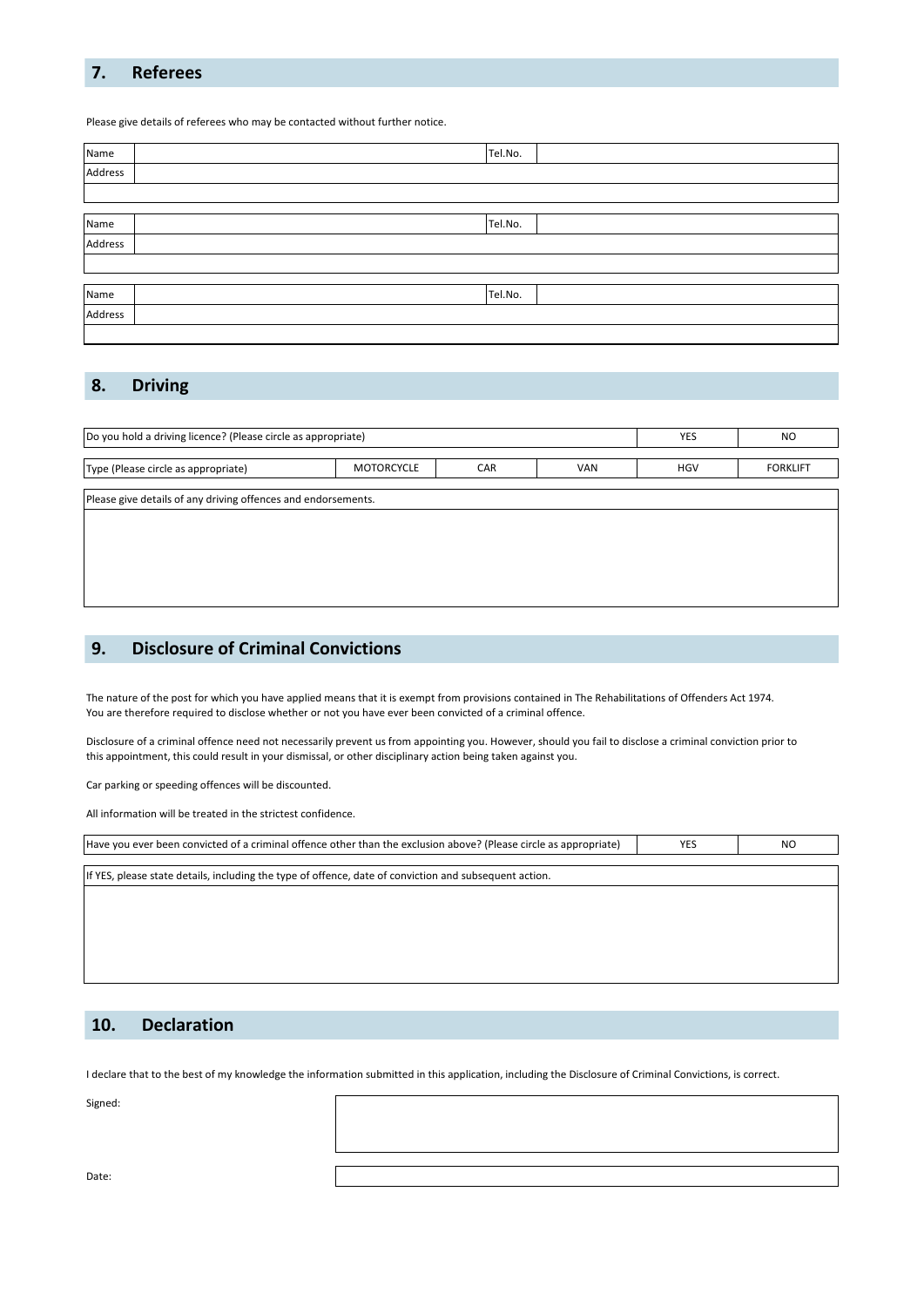## 7. Referees

Please give details of referees who may be contacted without further notice.

| | | | |
|---|---|---|---|
| Name | | Tel.No. | |
| Address | | | |
| | | | |

| | | | |
|---|---|---|---|
| Name | | Tel.No. | |
| Address | | | |
| | | | |

| | | | |
|---|---|---|---|
| Name | | Tel.No. | |
| Address | | | |
| | | | |

## 8. Driving

| | | |
|---|---|---|
| Do you hold a driving licence? (Please circle as appropriate) | YES | NO |

| | | | | | |
|---|---|---|---|---|---|
| Type (Please circle as appropriate) | MOTORCYCLE | CAR | VAN | HGV | FORKLIFT |

| |
|---|
| Please give details of any driving offences and endorsements. |
| |

## 9. Disclosure of Criminal Convictions

The nature of the post for which you have applied means that it is exempt from provisions contained in The Rehabilitations of Offenders Act 1974. You are therefore required to disclose whether or not you have ever been convicted of a criminal offence.

Disclosure of a criminal offence need not necessarily prevent us from appointing you. However, should you fail to disclose a criminal conviction prior to this appointment, this could result in your dismissal, or other disciplinary action being taken against you.

Car parking or speeding offences will be discounted.

All information will be treated in the strictest confidence.

| | | |
|---|---|---|
| Have you ever been convicted of a criminal offence other than the exclusion above? (Please circle as appropriate) | YES | NO |

| |
|---|
| If YES, please state details, including the type of offence, date of conviction and subsequent action. |
| |

## 10. Declaration

I declare that to the best of my knowledge the information submitted in this application, including the Disclosure of Criminal Convictions, is correct.

| | |
|---|---|
| Signed: | |
| Date: | |